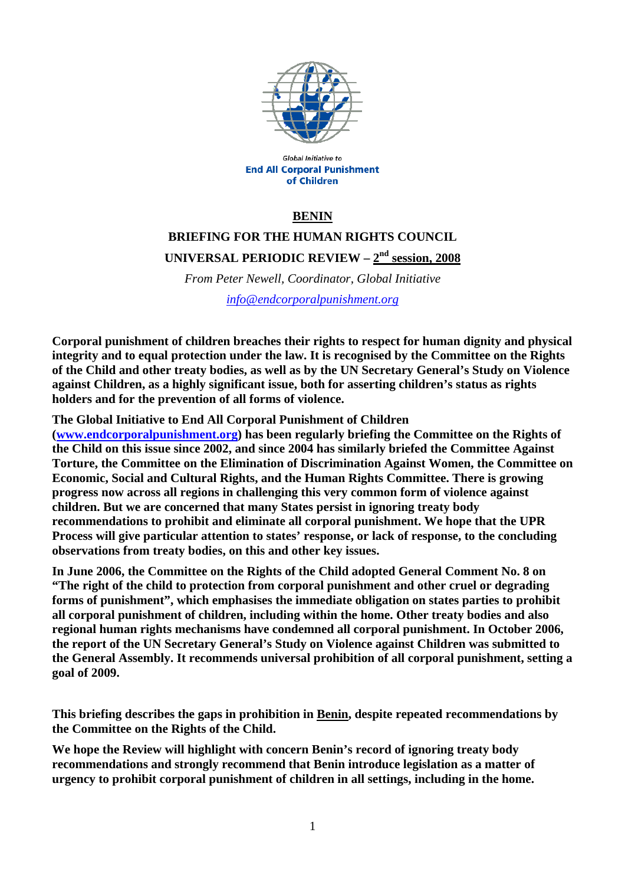Global Initiative to
**End All Corporal Punishment of Children**

# BENIN

## BRIEFING FOR THE HUMAN RIGHTS COUNCIL

## UNIVERSAL PERIODIC REVIEW – 2nd session, 2008

*From Peter Newell, Coordinator, Global Initiative*

*info@endcorporalpunishment.org*

**Corporal punishment of children breaches their rights to respect for human dignity and physical integrity and to equal protection under the law. It is recognised by the Committee on the Rights of the Child and other treaty bodies, as well as by the UN Secretary General's Study on Violence against Children, as a highly significant issue, both for asserting children's status as rights holders and for the prevention of all forms of violence.**

**The Global Initiative to End All Corporal Punishment of Children (www.endcorporalpunishment.org) has been regularly briefing the Committee on the Rights of the Child on this issue since 2002, and since 2004 has similarly briefed the Committee Against Torture, the Committee on the Elimination of Discrimination Against Women, the Committee on Economic, Social and Cultural Rights, and the Human Rights Committee. There is growing progress now across all regions in challenging this very common form of violence against children. But we are concerned that many States persist in ignoring treaty body recommendations to prohibit and eliminate all corporal punishment. We hope that the UPR Process will give particular attention to states' response, or lack of response, to the concluding observations from treaty bodies, on this and other key issues.**

**In June 2006, the Committee on the Rights of the Child adopted General Comment No. 8 on "The right of the child to protection from corporal punishment and other cruel or degrading forms of punishment", which emphasises the immediate obligation on states parties to prohibit all corporal punishment of children, including within the home. Other treaty bodies and also regional human rights mechanisms have condemned all corporal punishment. In October 2006, the report of the UN Secretary General's Study on Violence against Children was submitted to the General Assembly. It recommends universal prohibition of all corporal punishment, setting a goal of 2009.**

**This briefing describes the gaps in prohibition in Benin, despite repeated recommendations by the Committee on the Rights of the Child.**

**We hope the Review will highlight with concern Benin's record of ignoring treaty body recommendations and strongly recommend that Benin introduce legislation as a matter of urgency to prohibit corporal punishment of children in all settings, including in the home.**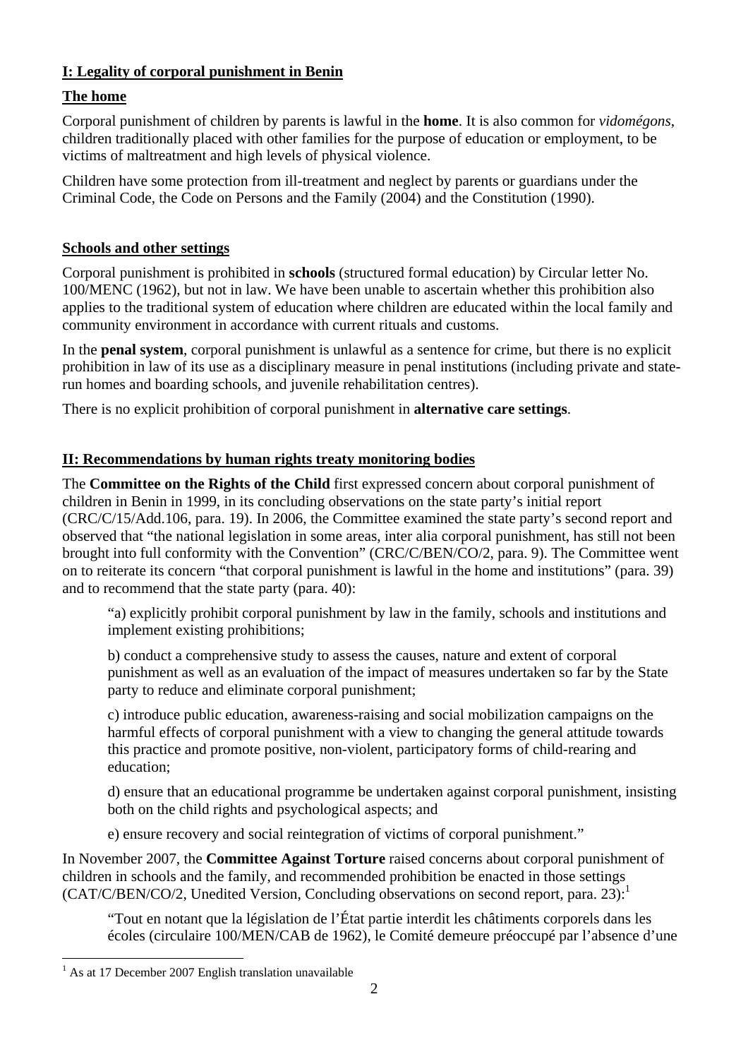## I: Legality of corporal punishment in Benin

### The home

Corporal punishment of children by parents is lawful in the **home**. It is also common for *vidomégons*, children traditionally placed with other families for the purpose of education or employment, to be victims of maltreatment and high levels of physical violence.

Children have some protection from ill-treatment and neglect by parents or guardians under the Criminal Code, the Code on Persons and the Family (2004) and the Constitution (1990).

### Schools and other settings

Corporal punishment is prohibited in **schools** (structured formal education) by Circular letter No. 100/MENC (1962), but not in law. We have been unable to ascertain whether this prohibition also applies to the traditional system of education where children are educated within the local family and community environment in accordance with current rituals and customs.

In the **penal system**, corporal punishment is unlawful as a sentence for crime, but there is no explicit prohibition in law of its use as a disciplinary measure in penal institutions (including private and state-run homes and boarding schools, and juvenile rehabilitation centres).

There is no explicit prohibition of corporal punishment in **alternative care settings**.

## II: Recommendations by human rights treaty monitoring bodies

The **Committee on the Rights of the Child** first expressed concern about corporal punishment of children in Benin in 1999, in its concluding observations on the state party's initial report (CRC/C/15/Add.106, para. 19). In 2006, the Committee examined the state party's second report and observed that "the national legislation in some areas, inter alia corporal punishment, has still not been brought into full conformity with the Convention" (CRC/C/BEN/CO/2, para. 9). The Committee went on to reiterate its concern "that corporal punishment is lawful in the home and institutions" (para. 39) and to recommend that the state party (para. 40):

> "a) explicitly prohibit corporal punishment by law in the family, schools and institutions and implement existing prohibitions;
>
> b) conduct a comprehensive study to assess the causes, nature and extent of corporal punishment as well as an evaluation of the impact of measures undertaken so far by the State party to reduce and eliminate corporal punishment;
>
> c) introduce public education, awareness-raising and social mobilization campaigns on the harmful effects of corporal punishment with a view to changing the general attitude towards this practice and promote positive, non-violent, participatory forms of child-rearing and education;
>
> d) ensure that an educational programme be undertaken against corporal punishment, insisting both on the child rights and psychological aspects; and
>
> e) ensure recovery and social reintegration of victims of corporal punishment."

In November 2007, the **Committee Against Torture** raised concerns about corporal punishment of children in schools and the family, and recommended prohibition be enacted in those settings (CAT/C/BEN/CO/2, Unedited Version, Concluding observations on second report, para. 23):[1]

> "Tout en notant que la législation de l'État partie interdit les châtiments corporels dans les écoles (circulaire 100/MEN/CAB de 1962), le Comité demeure préoccupé par l'absence d'une

[1] As at 17 December 2007 English translation unavailable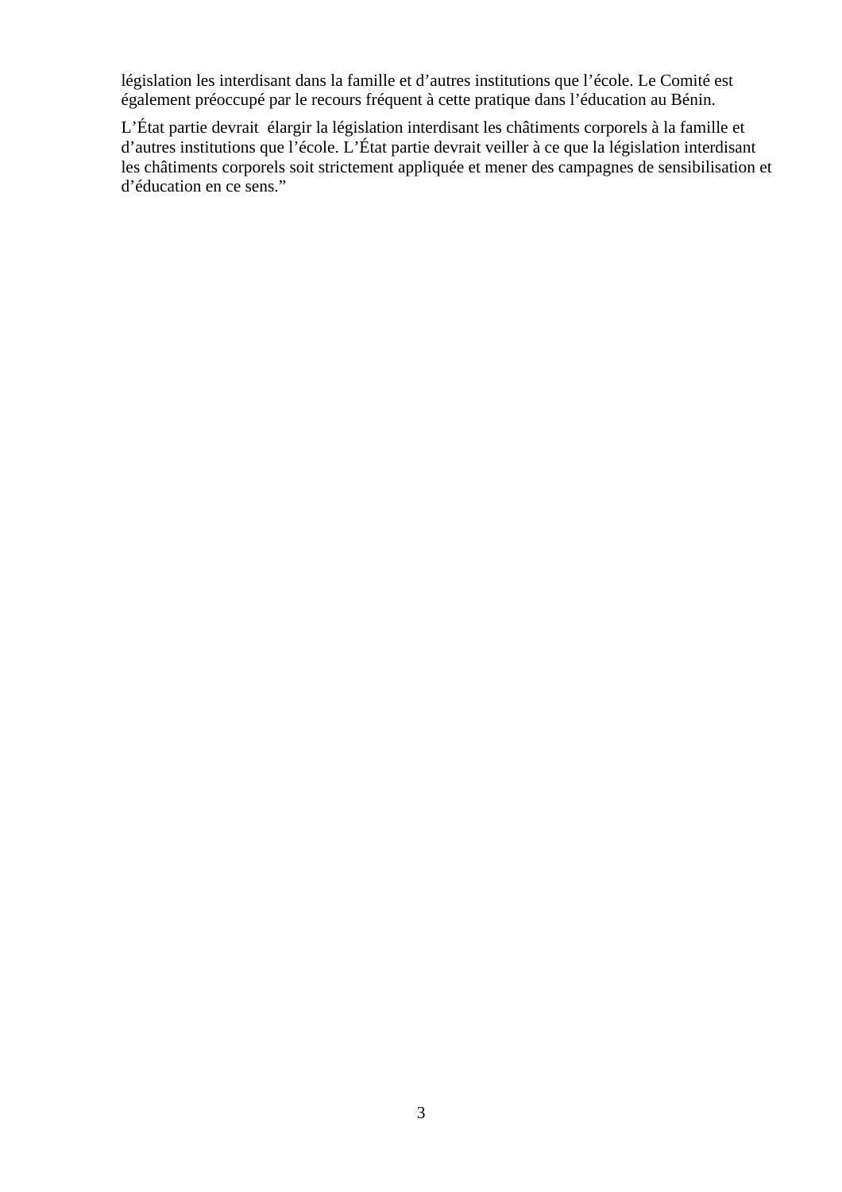législation les interdisant dans la famille et d'autres institutions que l'école. Le Comité est également préoccupé par le recours fréquent à cette pratique dans l'éducation au Bénin.

L'État partie devrait élargir la législation interdisant les châtiments corporels à la famille et d'autres institutions que l'école. L'État partie devrait veiller à ce que la législation interdisant les châtiments corporels soit strictement appliquée et mener des campagnes de sensibilisation et d'éducation en ce sens."